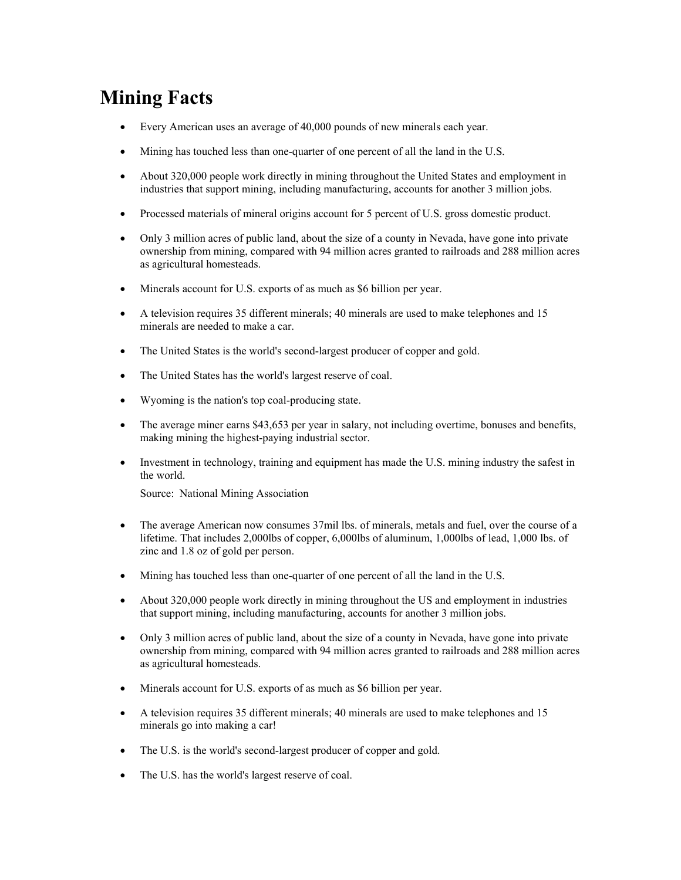# Mining Facts

- Every American uses an average of 40,000 pounds of new minerals each year.
- Mining has touched less than one-quarter of one percent of all the land in the U.S.
- About 320,000 people work directly in mining throughout the United States and employment in industries that support mining, including manufacturing, accounts for another 3 million jobs.
- Processed materials of mineral origins account for 5 percent of U.S. gross domestic product.
- Only 3 million acres of public land, about the size of a county in Nevada, have gone into private ownership from mining, compared with 94 million acres granted to railroads and 288 million acres as agricultural homesteads.
- Minerals account for U.S. exports of as much as $6 billion per year.
- A television requires 35 different minerals; 40 minerals are used to make telephones and 15 minerals are needed to make a car.
- The United States is the world's second-largest producer of copper and gold.
- The United States has the world's largest reserve of coal.
- Wyoming is the nation's top coal-producing state.
- The average miner earns $43,653 per year in salary, not including overtime, bonuses and benefits, making mining the highest-paying industrial sector.
- Investment in technology, training and equipment has made the U.S. mining industry the safest in the world.

  Source: National Mining Association

- The average American now consumes 37mil lbs. of minerals, metals and fuel, over the course of a lifetime. That includes 2,000lbs of copper, 6,000lbs of aluminum, 1,000lbs of lead, 1,000 lbs. of zinc and 1.8 oz of gold per person.
- Mining has touched less than one-quarter of one percent of all the land in the U.S.
- About 320,000 people work directly in mining throughout the US and employment in industries that support mining, including manufacturing, accounts for another 3 million jobs.
- Only 3 million acres of public land, about the size of a county in Nevada, have gone into private ownership from mining, compared with 94 million acres granted to railroads and 288 million acres as agricultural homesteads.
- Minerals account for U.S. exports of as much as $6 billion per year.
- A television requires 35 different minerals; 40 minerals are used to make telephones and 15 minerals go into making a car!
- The U.S. is the world's second-largest producer of copper and gold.
- The U.S. has the world's largest reserve of coal.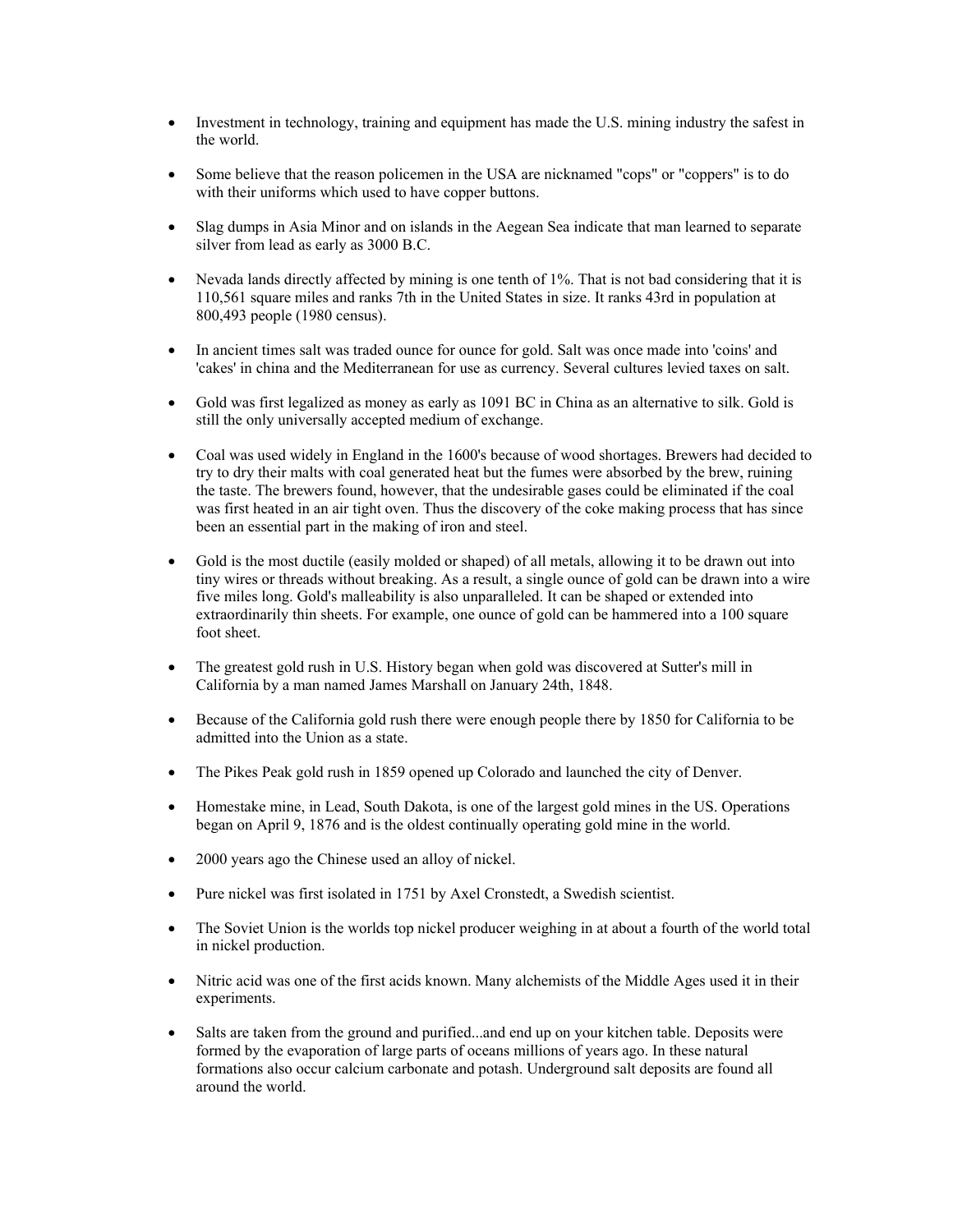- Investment in technology, training and equipment has made the U.S. mining industry the safest in the world.
- Some believe that the reason policemen in the USA are nicknamed "cops" or "coppers" is to do with their uniforms which used to have copper buttons.
- Slag dumps in Asia Minor and on islands in the Aegean Sea indicate that man learned to separate silver from lead as early as 3000 B.C.
- Nevada lands directly affected by mining is one tenth of 1%. That is not bad considering that it is 110,561 square miles and ranks 7th in the United States in size. It ranks 43rd in population at 800,493 people (1980 census).
- In ancient times salt was traded ounce for ounce for gold. Salt was once made into 'coins' and 'cakes' in china and the Mediterranean for use as currency. Several cultures levied taxes on salt.
- Gold was first legalized as money as early as 1091 BC in China as an alternative to silk. Gold is still the only universally accepted medium of exchange.
- Coal was used widely in England in the 1600's because of wood shortages. Brewers had decided to try to dry their malts with coal generated heat but the fumes were absorbed by the brew, ruining the taste. The brewers found, however, that the undesirable gases could be eliminated if the coal was first heated in an air tight oven. Thus the discovery of the coke making process that has since been an essential part in the making of iron and steel.
- Gold is the most ductile (easily molded or shaped) of all metals, allowing it to be drawn out into tiny wires or threads without breaking. As a result, a single ounce of gold can be drawn into a wire five miles long. Gold's malleability is also unparalleled. It can be shaped or extended into extraordinarily thin sheets. For example, one ounce of gold can be hammered into a 100 square foot sheet.
- The greatest gold rush in U.S. History began when gold was discovered at Sutter's mill in California by a man named James Marshall on January 24th, 1848.
- Because of the California gold rush there were enough people there by 1850 for California to be admitted into the Union as a state.
- The Pikes Peak gold rush in 1859 opened up Colorado and launched the city of Denver.
- Homestake mine, in Lead, South Dakota, is one of the largest gold mines in the US. Operations began on April 9, 1876 and is the oldest continually operating gold mine in the world.
- 2000 years ago the Chinese used an alloy of nickel.
- Pure nickel was first isolated in 1751 by Axel Cronstedt, a Swedish scientist.
- The Soviet Union is the worlds top nickel producer weighing in at about a fourth of the world total in nickel production.
- Nitric acid was one of the first acids known. Many alchemists of the Middle Ages used it in their experiments.
- Salts are taken from the ground and purified...and end up on your kitchen table. Deposits were formed by the evaporation of large parts of oceans millions of years ago. In these natural formations also occur calcium carbonate and potash. Underground salt deposits are found all around the world.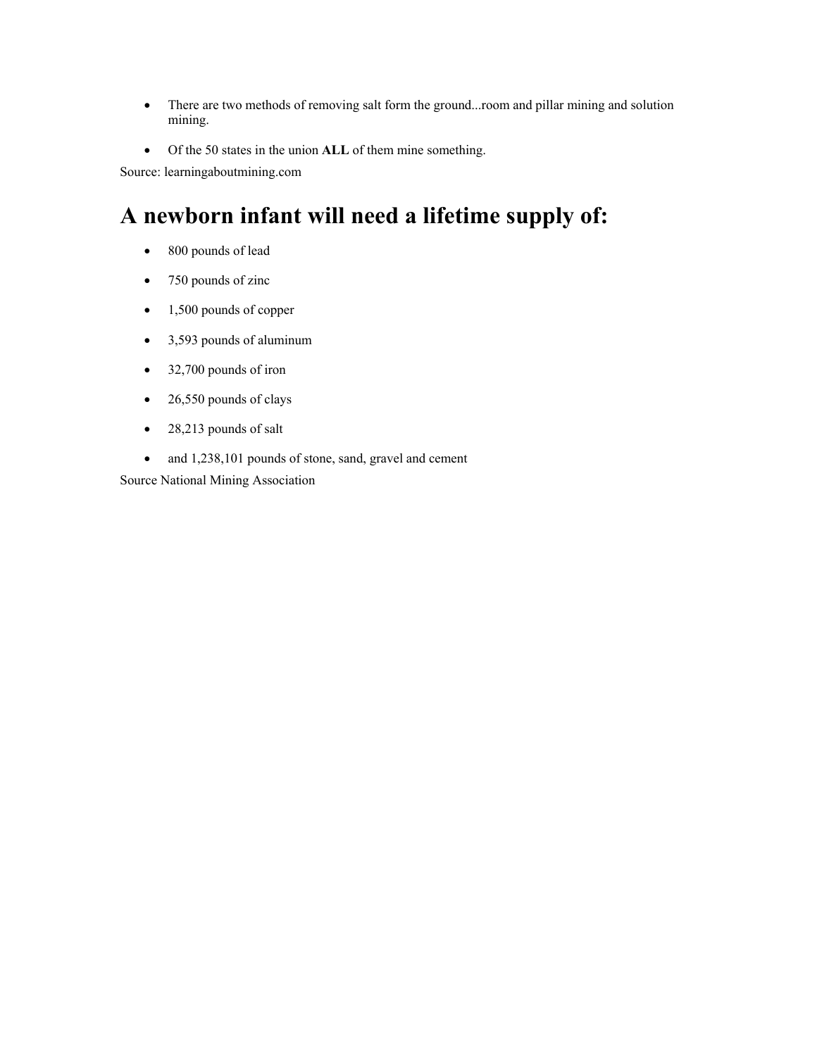- There are two methods of removing salt form the ground...room and pillar mining and solution mining.
- Of the 50 states in the union **ALL** of them mine something.

Source: learningaboutmining.com

# A newborn infant will need a lifetime supply of:

- 800 pounds of lead
- 750 pounds of zinc
- 1,500 pounds of copper
- 3,593 pounds of aluminum
- 32,700 pounds of iron
- 26,550 pounds of clays
- 28,213 pounds of salt
- and 1,238,101 pounds of stone, sand, gravel and cement

Source National Mining Association